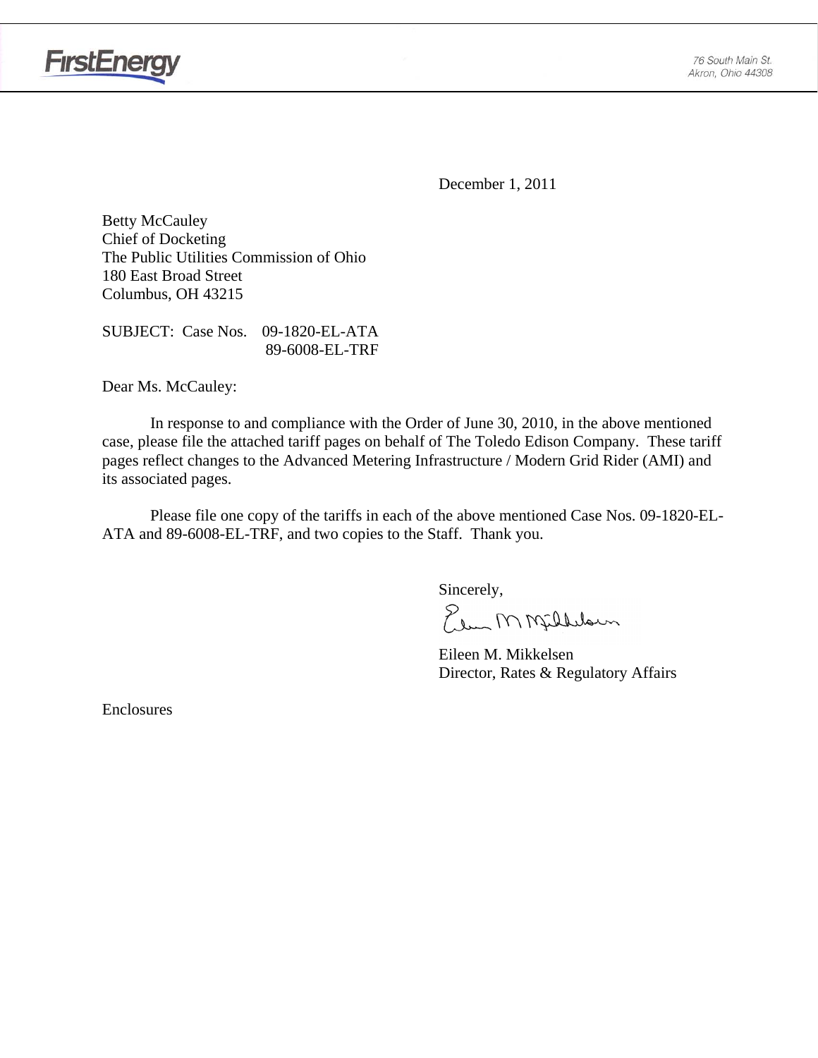FirstEnergy

76 South Main St.
Akron, Ohio 44308

December 1, 2011

Betty McCauley
Chief of Docketing
The Public Utilities Commission of Ohio
180 East Broad Street
Columbus, OH 43215

SUBJECT: Case Nos. 09-1820-EL-ATA
89-6008-EL-TRF

Dear Ms. McCauley:

In response to and compliance with the Order of June 30, 2010, in the above mentioned case, please file the attached tariff pages on behalf of The Toledo Edison Company. These tariff pages reflect changes to the Advanced Metering Infrastructure / Modern Grid Rider (AMI) and its associated pages.

Please file one copy of the tariffs in each of the above mentioned Case Nos. 09-1820-EL-ATA and 89-6008-EL-TRF, and two copies to the Staff. Thank you.

Sincerely,

Eileen M. Mikkelsen
Director, Rates & Regulatory Affairs

Enclosures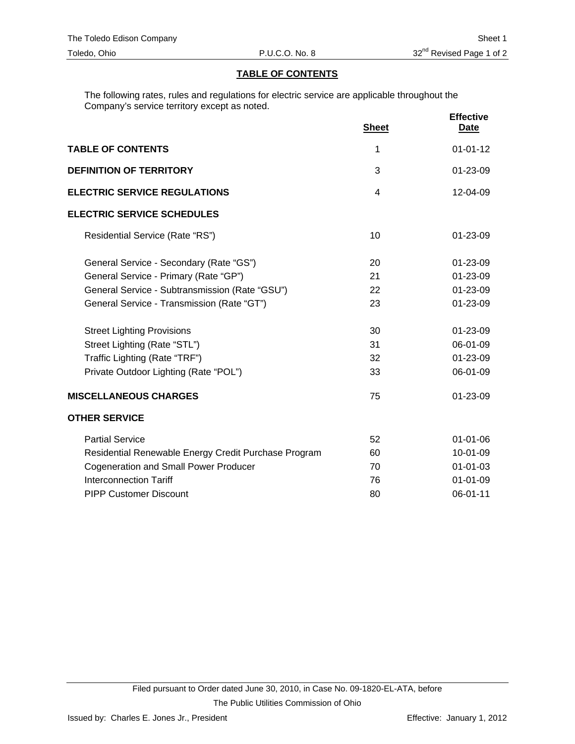The Toledo Edison Company Sheet 1
Toledo, Ohio P.U.C.O. No. 8 32nd Revised Page 1 of 2

## TABLE OF CONTENTS

The following rates, rules and regulations for electric service are applicable throughout the Company's service territory except as noted.

| | Sheet | Effective Date |
|---|---|---|
| **TABLE OF CONTENTS** | 1 | 01-01-12 |
| **DEFINITION OF TERRITORY** | 3 | 01-23-09 |
| **ELECTRIC SERVICE REGULATIONS** | 4 | 12-04-09 |
| **ELECTRIC SERVICE SCHEDULES** | | |
| Residential Service (Rate "RS") | 10 | 01-23-09 |
| General Service - Secondary (Rate "GS") | 20 | 01-23-09 |
| General Service - Primary (Rate "GP") | 21 | 01-23-09 |
| General Service - Subtransmission (Rate "GSU") | 22 | 01-23-09 |
| General Service - Transmission (Rate "GT") | 23 | 01-23-09 |
| Street Lighting Provisions | 30 | 01-23-09 |
| Street Lighting (Rate "STL") | 31 | 06-01-09 |
| Traffic Lighting (Rate "TRF") | 32 | 01-23-09 |
| Private Outdoor Lighting (Rate "POL") | 33 | 06-01-09 |
| **MISCELLANEOUS CHARGES** | 75 | 01-23-09 |
| **OTHER SERVICE** | | |
| Partial Service | 52 | 01-01-06 |
| Residential Renewable Energy Credit Purchase Program | 60 | 10-01-09 |
| Cogeneration and Small Power Producer | 70 | 01-01-03 |
| Interconnection Tariff | 76 | 01-01-09 |
| PIPP Customer Discount | 80 | 06-01-11 |

Filed pursuant to Order dated June 30, 2010, in Case No. 09-1820-EL-ATA, before The Public Utilities Commission of Ohio

Issued by: Charles E. Jones Jr., President Effective: January 1, 2012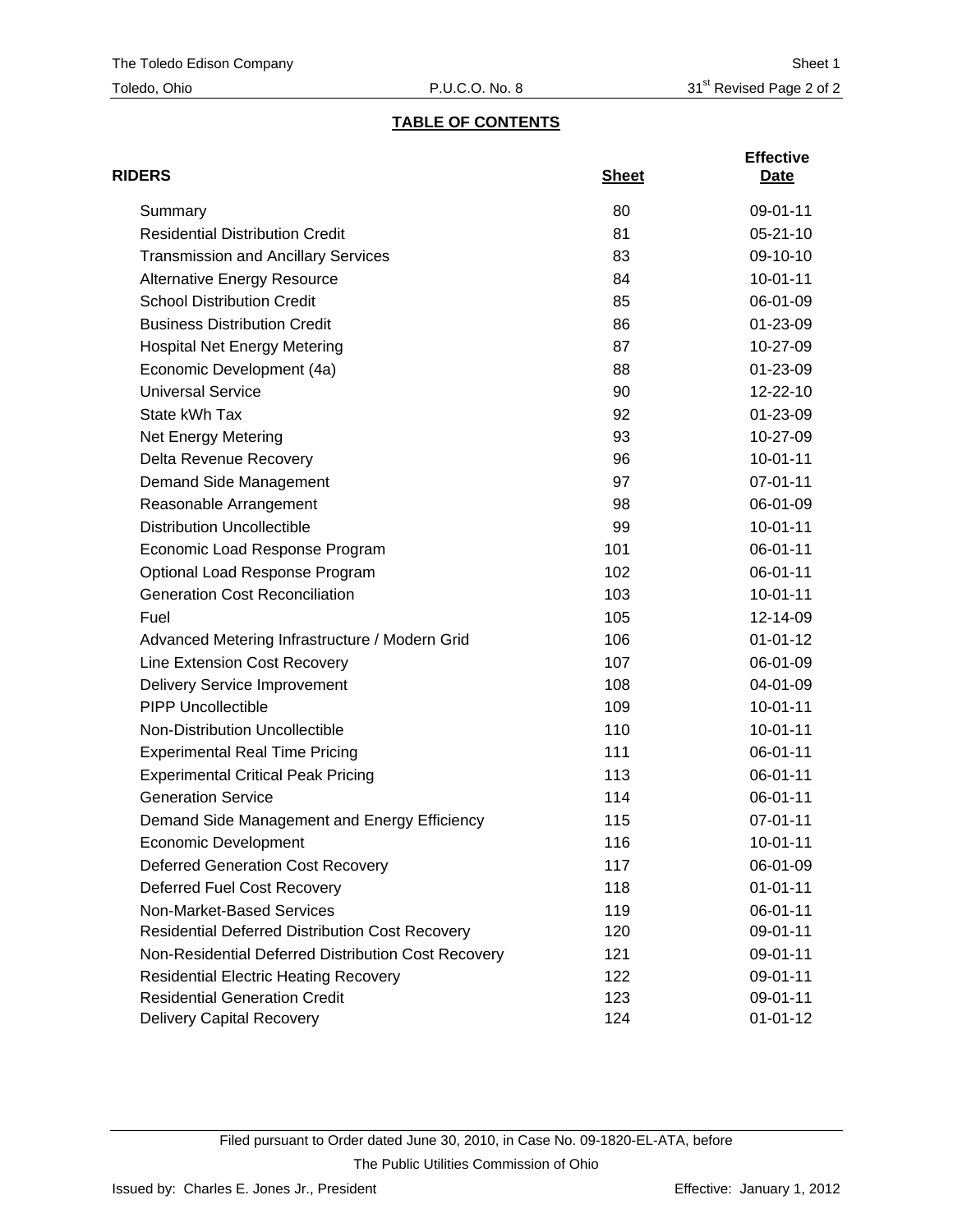The Toledo Edison Company Sheet 1

Toledo, Ohio P.U.C.O. No. 8 31st Revised Page 2 of 2

## TABLE OF CONTENTS

| RIDERS | Sheet | Effective Date |
|---|---|---|
| Summary | 80 | 09-01-11 |
| Residential Distribution Credit | 81 | 05-21-10 |
| Transmission and Ancillary Services | 83 | 09-10-10 |
| Alternative Energy Resource | 84 | 10-01-11 |
| School Distribution Credit | 85 | 06-01-09 |
| Business Distribution Credit | 86 | 01-23-09 |
| Hospital Net Energy Metering | 87 | 10-27-09 |
| Economic Development (4a) | 88 | 01-23-09 |
| Universal Service | 90 | 12-22-10 |
| State kWh Tax | 92 | 01-23-09 |
| Net Energy Metering | 93 | 10-27-09 |
| Delta Revenue Recovery | 96 | 10-01-11 |
| Demand Side Management | 97 | 07-01-11 |
| Reasonable Arrangement | 98 | 06-01-09 |
| Distribution Uncollectible | 99 | 10-01-11 |
| Economic Load Response Program | 101 | 06-01-11 |
| Optional Load Response Program | 102 | 06-01-11 |
| Generation Cost Reconciliation | 103 | 10-01-11 |
| Fuel | 105 | 12-14-09 |
| Advanced Metering Infrastructure / Modern Grid | 106 | 01-01-12 |
| Line Extension Cost Recovery | 107 | 06-01-09 |
| Delivery Service Improvement | 108 | 04-01-09 |
| PIPP Uncollectible | 109 | 10-01-11 |
| Non-Distribution Uncollectible | 110 | 10-01-11 |
| Experimental Real Time Pricing | 111 | 06-01-11 |
| Experimental Critical Peak Pricing | 113 | 06-01-11 |
| Generation Service | 114 | 06-01-11 |
| Demand Side Management and Energy Efficiency | 115 | 07-01-11 |
| Economic Development | 116 | 10-01-11 |
| Deferred Generation Cost Recovery | 117 | 06-01-09 |
| Deferred Fuel Cost Recovery | 118 | 01-01-11 |
| Non-Market-Based Services | 119 | 06-01-11 |
| Residential Deferred Distribution Cost Recovery | 120 | 09-01-11 |
| Non-Residential Deferred Distribution Cost Recovery | 121 | 09-01-11 |
| Residential Electric Heating Recovery | 122 | 09-01-11 |
| Residential Generation Credit | 123 | 09-01-11 |
| Delivery Capital Recovery | 124 | 01-01-12 |

Filed pursuant to Order dated June 30, 2010, in Case No. 09-1820-EL-ATA, before The Public Utilities Commission of Ohio

Issued by: Charles E. Jones Jr., President Effective: January 1, 2012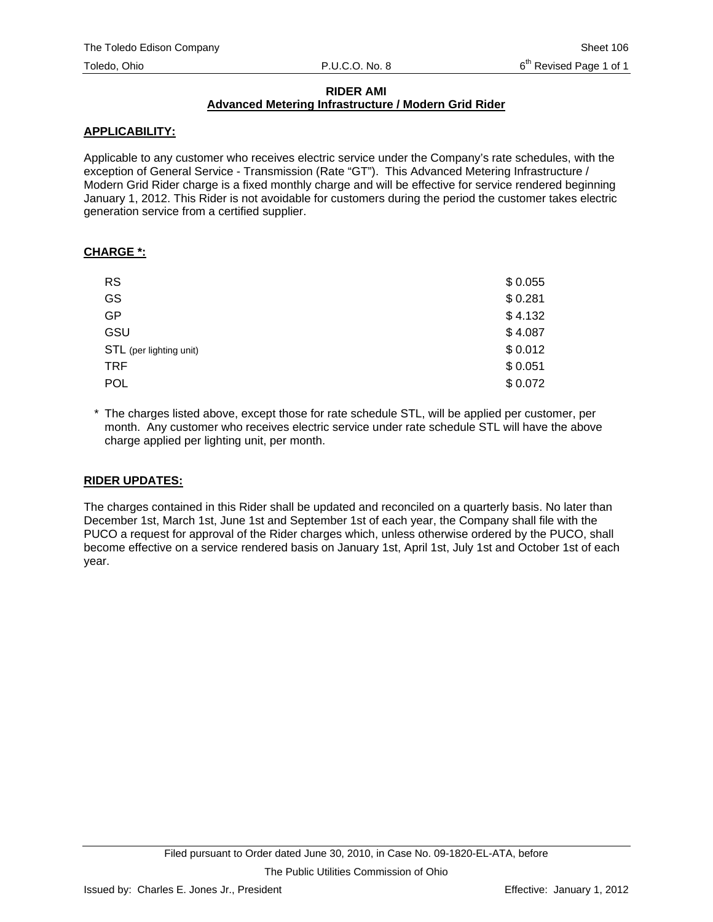# RIDER AMI
## Advanced Metering Infrastructure / Modern Grid Rider

**APPLICABILITY:**

Applicable to any customer who receives electric service under the Company's rate schedules, with the exception of General Service - Transmission (Rate "GT"). This Advanced Metering Infrastructure / Modern Grid Rider charge is a fixed monthly charge and will be effective for service rendered beginning January 1, 2012. This Rider is not avoidable for customers during the period the customer takes electric generation service from a certified supplier.

**CHARGE *:**

| | |
|---|---|
| RS | $ 0.055 |
| GS | $ 0.281 |
| GP | $ 4.132 |
| GSU | $ 4.087 |
| STL (per lighting unit) | $ 0.012 |
| TRF | $ 0.051 |
| POL | $ 0.072 |

* The charges listed above, except those for rate schedule STL, will be applied per customer, per month. Any customer who receives electric service under rate schedule STL will have the above charge applied per lighting unit, per month.

**RIDER UPDATES:**

The charges contained in this Rider shall be updated and reconciled on a quarterly basis. No later than December 1st, March 1st, June 1st and September 1st of each year, the Company shall file with the PUCO a request for approval of the Rider charges which, unless otherwise ordered by the PUCO, shall become effective on a service rendered basis on January 1st, April 1st, July 1st and October 1st of each year.

Filed pursuant to Order dated June 30, 2010, in Case No. 09-1820-EL-ATA, before The Public Utilities Commission of Ohio

Issued by: Charles E. Jones Jr., President

Effective: January 1, 2012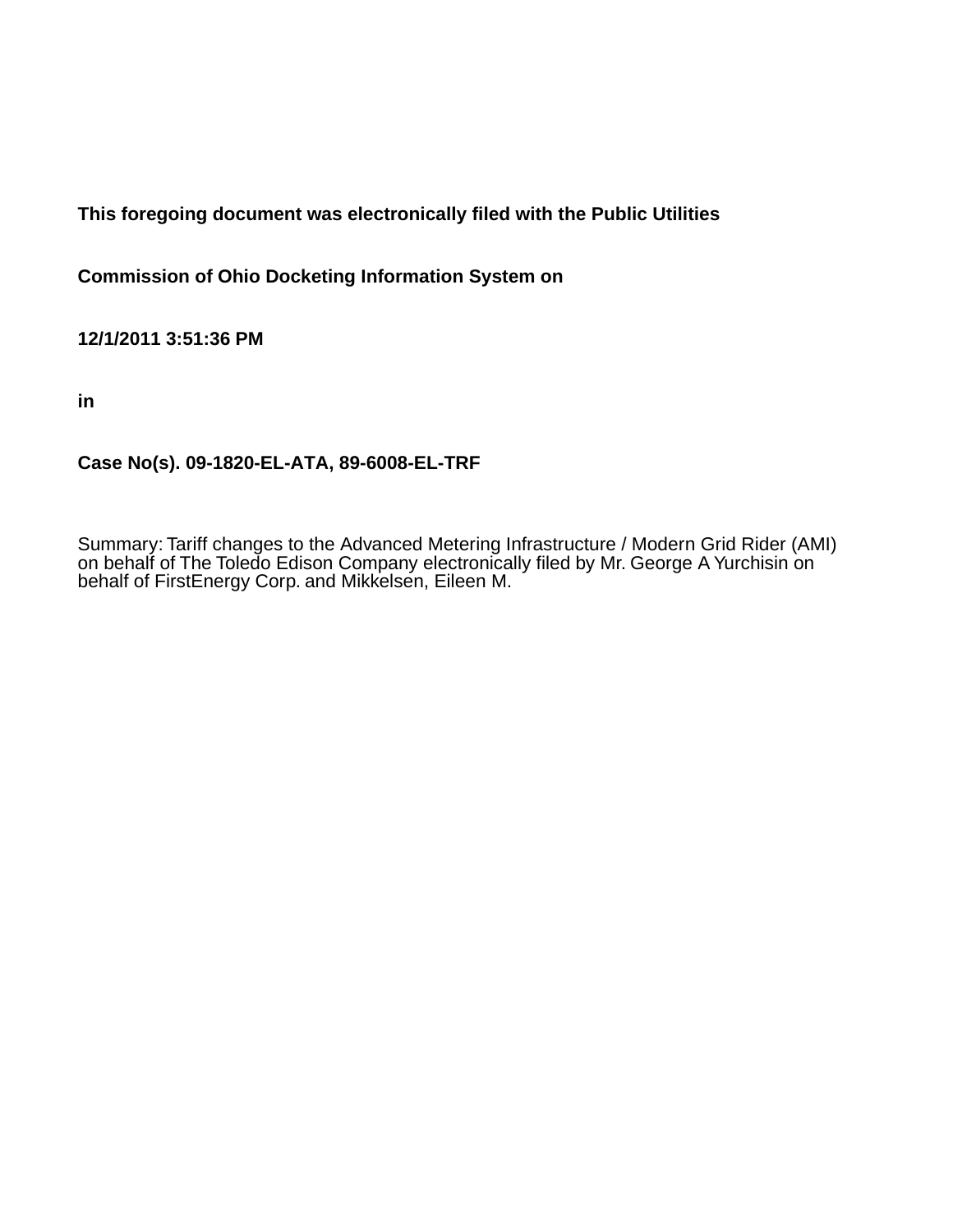**This foregoing document was electronically filed with the Public Utilities**

**Commission of Ohio Docketing Information System on**

**12/1/2011 3:51:36 PM**

**in**

**Case No(s). 09-1820-EL-ATA, 89-6008-EL-TRF**

Summary: Tariff changes to the Advanced Metering Infrastructure / Modern Grid Rider (AMI) on behalf of The Toledo Edison Company electronically filed by Mr. George A Yurchisin on behalf of FirstEnergy Corp. and Mikkelsen, Eileen M.